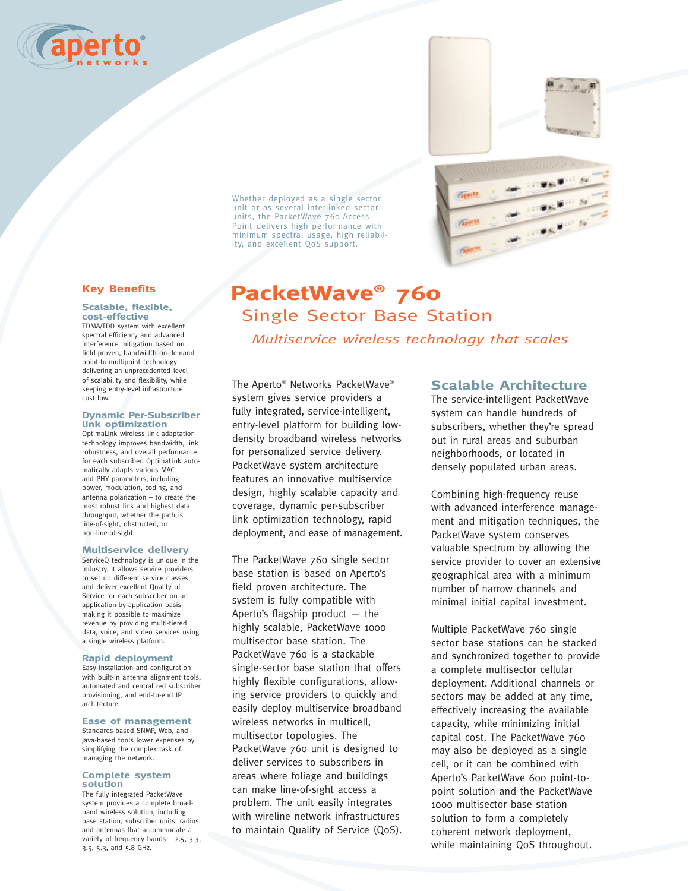Whether deployed as a single sector unit or as several interlinked sector units, the PacketWave 760 Access Point delivers high performance with minimum spectral usage, high reliability, and excellent QoS support.

# PacketWave® 760

## Single Sector Base Station

*Multiservice wireless technology that scales*

The Aperto® Networks PacketWave® system gives service providers a fully integrated, service-intelligent, entry-level platform for building low-density broadband wireless networks for personalized service delivery. PacketWave system architecture features an innovative multiservice design, highly scalable capacity and coverage, dynamic per-subscriber link optimization technology, rapid deployment, and ease of management.

The PacketWave 760 single sector base station is based on Aperto's field proven architecture. The system is fully compatible with Aperto's flagship product — the highly scalable, PacketWave 1000 multisector base station. The PacketWave 760 is a stackable single-sector base station that offers highly flexible configurations, allowing service providers to quickly and easily deploy multiservice broadband wireless networks in multicell, multisector topologies. The PacketWave 760 unit is designed to deliver services to subscribers in areas where foliage and buildings can make line-of-sight access a problem. The unit easily integrates with wireline network infrastructures to maintain Quality of Service (QoS).

## Scalable Architecture

The service-intelligent PacketWave system can handle hundreds of subscribers, whether they're spread out in rural areas and suburban neighborhoods, or located in densely populated urban areas.

Combining high-frequency reuse with advanced interference management and mitigation techniques, the PacketWave system conserves valuable spectrum by allowing the service provider to cover an extensive geographical area with a minimum number of narrow channels and minimal initial capital investment.

Multiple PacketWave 760 single sector base stations can be stacked and synchronized together to provide a complete multisector cellular deployment. Additional channels or sectors may be added at any time, effectively increasing the available capacity, while minimizing initial capital cost. The PacketWave 760 may also be deployed as a single cell, or it can be combined with Aperto's PacketWave 600 point-to-point solution and the PacketWave 1000 multisector base station solution to form a completely coherent network deployment, while maintaining QoS throughout.

## Key Benefits

### Scalable, flexible, cost-effective

TDMA/TDD system with excellent spectral efficiency and advanced interference mitigation based on field-proven, bandwidth on-demand point-to-multipoint technology — delivering an unprecedented level of scalability and flexibility, while keeping entry-level infrastructure cost low.

### Dynamic Per-Subscriber link optimization

OptimaLink wireless link adaptation technology improves bandwidth, link robustness, and overall performance for each subscriber. OptimaLink automatically adapts various MAC and PHY parameters, including power, modulation, coding, and antenna polarization – to create the most robust link and highest data throughput, whether the path is line-of-sight, obstructed, or non-line-of-sight.

### Multiservice delivery

ServiceQ technology is unique in the industry. It allows service providers to set up different service classes, and deliver excellent Quality of Service for each subscriber on an application-by-application basis — making it possible to maximize revenue by providing multi-tiered data, voice, and video services using a single wireless platform.

### Rapid deployment

Easy installation and configuration with built-in antenna alignment tools, automated and centralized subscriber provisioning, and end-to-end IP architecture.

### Ease of management

Standards-based SNMP, Web, and Java-based tools lower expenses by simplifying the complex task of managing the network.

### Complete system solution

The fully integrated PacketWave system provides a complete broadband wireless solution, including base station, subscriber units, radios, and antennas that accommodate a variety of frequency bands – 2.5, 3.3, 3.5, 5.3, and 5.8 GHz.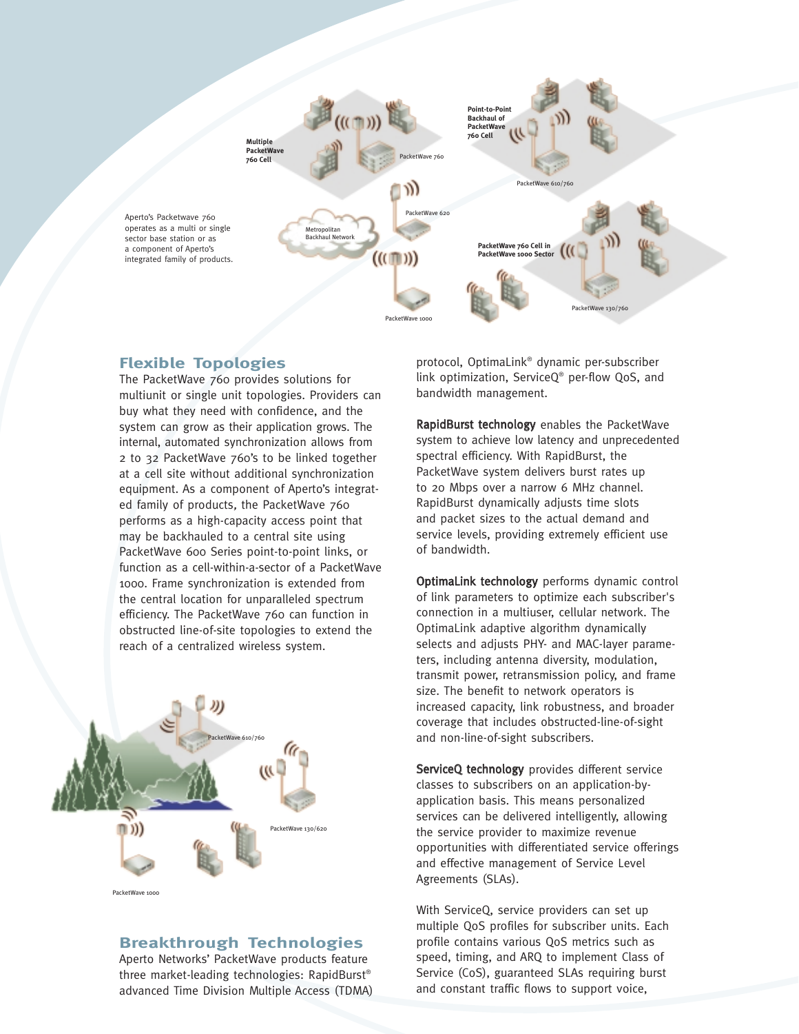Aperto's Packetwave 760 operates as a multi or single sector base station or as a component of Aperto's integrated family of products.

## Flexible Topologies

The PacketWave 760 provides solutions for multiunit or single unit topologies. Providers can buy what they need with confidence, and the system can grow as their application grows. The internal, automated synchronization allows from 2 to 32 PacketWave 760's to be linked together at a cell site without additional synchronization equipment. As a component of Aperto's integrated family of products, the PacketWave 760 performs as a high-capacity access point that may be backhauled to a central site using PacketWave 600 Series point-to-point links, or function as a cell-within-a-sector of a PacketWave 1000. Frame synchronization is extended from the central location for unparalleled spectrum efficiency. The PacketWave 760 can function in obstructed line-of-site topologies to extend the reach of a centralized wireless system.

## Breakthrough Technologies

Aperto Networks' PacketWave products feature three market-leading technologies: RapidBurst® advanced Time Division Multiple Access (TDMA) protocol, OptimaLink® dynamic per-subscriber link optimization, ServiceQ® per-flow QoS, and bandwidth management.

**RapidBurst technology** enables the PacketWave system to achieve low latency and unprecedented spectral efficiency. With RapidBurst, the PacketWave system delivers burst rates up to 20 Mbps over a narrow 6 MHz channel. RapidBurst dynamically adjusts time slots and packet sizes to the actual demand and service levels, providing extremely efficient use of bandwidth.

**OptimaLink technology** performs dynamic control of link parameters to optimize each subscriber's connection in a multiuser, cellular network. The OptimaLink adaptive algorithm dynamically selects and adjusts PHY- and MAC-layer parameters, including antenna diversity, modulation, transmit power, retransmission policy, and frame size. The benefit to network operators is increased capacity, link robustness, and broader coverage that includes obstructed-line-of-sight and non-line-of-sight subscribers.

**ServiceQ technology** provides different service classes to subscribers on an application-by-application basis. This means personalized services can be delivered intelligently, allowing the service provider to maximize revenue opportunities with differentiated service offerings and effective management of Service Level Agreements (SLAs).

With ServiceQ, service providers can set up multiple QoS profiles for subscriber units. Each profile contains various QoS metrics such as speed, timing, and ARQ to implement Class of Service (CoS), guaranteed SLAs requiring burst and constant traffic flows to support voice,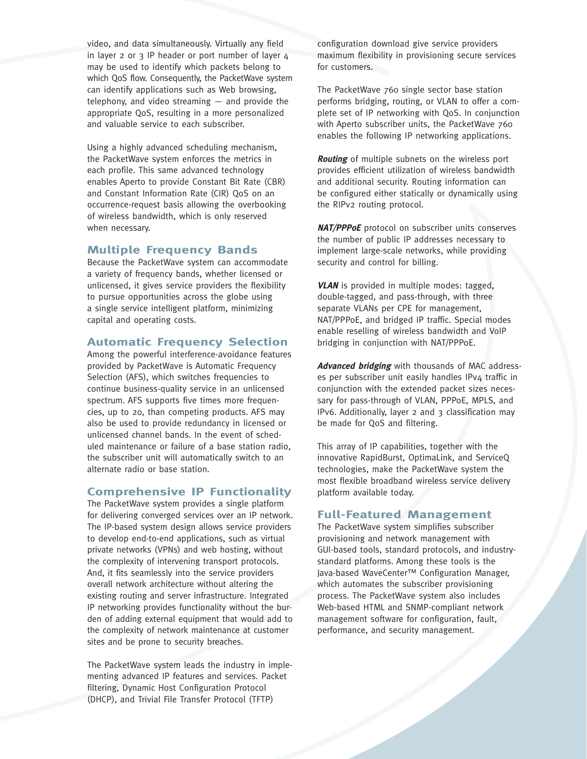video, and data simultaneously. Virtually any field in layer 2 or 3 IP header or port number of layer 4 may be used to identify which packets belong to which QoS flow. Consequently, the PacketWave system can identify applications such as Web browsing, telephony, and video streaming — and provide the appropriate QoS, resulting in a more personalized and valuable service to each subscriber.

Using a highly advanced scheduling mechanism, the PacketWave system enforces the metrics in each profile. This same advanced technology enables Aperto to provide Constant Bit Rate (CBR) and Constant Information Rate (CIR) QoS on an occurrence-request basis allowing the overbooking of wireless bandwidth, which is only reserved when necessary.

## Multiple Frequency Bands

Because the PacketWave system can accommodate a variety of frequency bands, whether licensed or unlicensed, it gives service providers the flexibility to pursue opportunities across the globe using a single service intelligent platform, minimizing capital and operating costs.

## Automatic Frequency Selection

Among the powerful interference-avoidance features provided by PacketWave is Automatic Frequency Selection (AFS), which switches frequencies to continue business-quality service in an unlicensed spectrum. AFS supports five times more frequencies, up to 20, than competing products. AFS may also be used to provide redundancy in licensed or unlicensed channel bands. In the event of scheduled maintenance or failure of a base station radio, the subscriber unit will automatically switch to an alternate radio or base station.

## Comprehensive IP Functionality

The PacketWave system provides a single platform for delivering converged services over an IP network. The IP-based system design allows service providers to develop end-to-end applications, such as virtual private networks (VPNs) and web hosting, without the complexity of intervening transport protocols. And, it fits seamlessly into the service providers overall network architecture without altering the existing routing and server infrastructure. Integrated IP networking provides functionality without the burden of adding external equipment that would add to the complexity of network maintenance at customer sites and be prone to security breaches.

The PacketWave system leads the industry in implementing advanced IP features and services. Packet filtering, Dynamic Host Configuration Protocol (DHCP), and Trivial File Transfer Protocol (TFTP) configuration download give service providers maximum flexibility in provisioning secure services for customers.

The PacketWave 760 single sector base station performs bridging, routing, or VLAN to offer a complete set of IP networking with QoS. In conjunction with Aperto subscriber units, the PacketWave 760 enables the following IP networking applications.

***Routing*** of multiple subnets on the wireless port provides efficient utilization of wireless bandwidth and additional security. Routing information can be configured either statically or dynamically using the RIPv2 routing protocol.

***NAT/PPPoE*** protocol on subscriber units conserves the number of public IP addresses necessary to implement large-scale networks, while providing security and control for billing.

***VLAN*** is provided in multiple modes: tagged, double-tagged, and pass-through, with three separate VLANs per CPE for management, NAT/PPPoE, and bridged IP traffic. Special modes enable reselling of wireless bandwidth and VoIP bridging in conjunction with NAT/PPPoE.

***Advanced bridging*** with thousands of MAC addresses per subscriber unit easily handles IPv4 traffic in conjunction with the extended packet sizes necessary for pass-through of VLAN, PPPoE, MPLS, and IPv6. Additionally, layer 2 and 3 classification may be made for QoS and filtering.

This array of IP capabilities, together with the innovative RapidBurst, OptimaLink, and ServiceQ technologies, make the PacketWave system the most flexible broadband wireless service delivery platform available today.

## Full-Featured Management

The PacketWave system simplifies subscriber provisioning and network management with GUI-based tools, standard protocols, and industry-standard platforms. Among these tools is the Java-based WaveCenter™ Configuration Manager, which automates the subscriber provisioning process. The PacketWave system also includes Web-based HTML and SNMP-compliant network management software for configuration, fault, performance, and security management.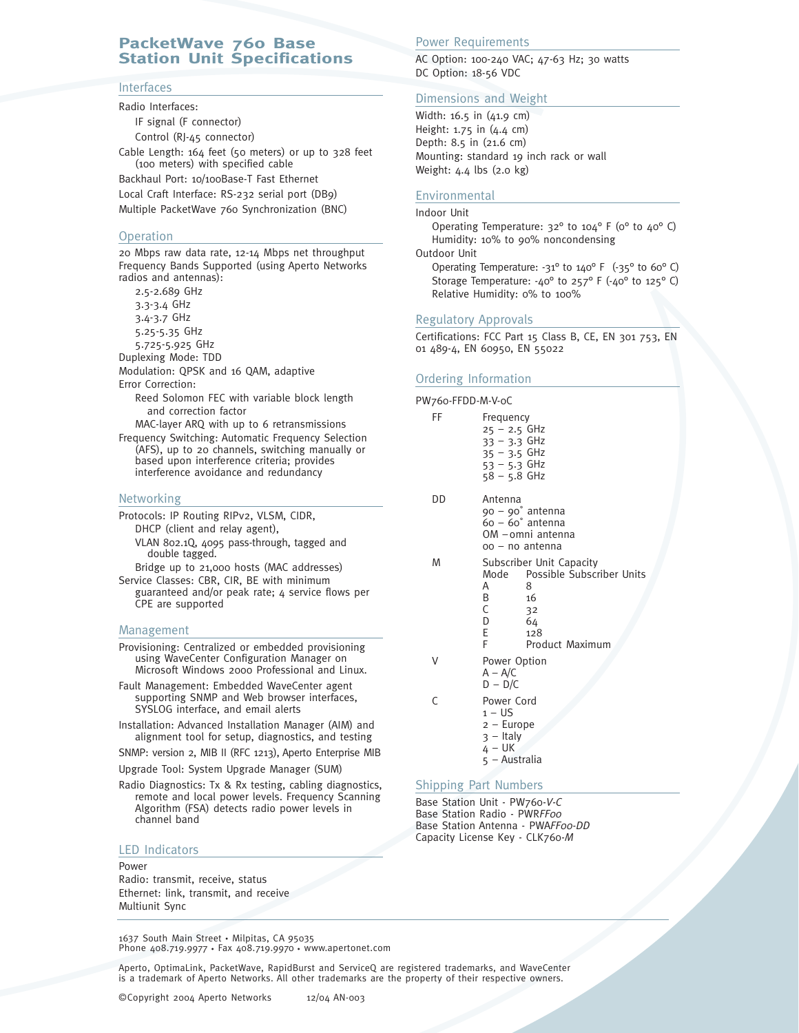# PacketWave 760 Base Station Unit Specifications

## Interfaces

Radio Interfaces:

- IF signal (F connector)
- Control (RJ-45 connector)

Cable Length: 164 feet (50 meters) or up to 328 feet (100 meters) with specified cable

Backhaul Port: 10/100Base-T Fast Ethernet

Local Craft Interface: RS-232 serial port (DB9)

Multiple PacketWave 760 Synchronization (BNC)

## Operation

20 Mbps raw data rate, 12-14 Mbps net throughput

Frequency Bands Supported (using Aperto Networks radios and antennas):

- 2.5-2.689 GHz
- 3.3-3.4 GHz
- 3.4-3.7 GHz
- 5.25-5.35 GHz
- 5.725-5.925 GHz

Duplexing Mode: TDD

Modulation: QPSK and 16 QAM, adaptive

Error Correction:

- Reed Solomon FEC with variable block length and correction factor
- MAC-layer ARQ with up to 6 retransmissions

Frequency Switching: Automatic Frequency Selection (AFS), up to 20 channels, switching manually or based upon interference criteria; provides interference avoidance and redundancy

## Networking

Protocols: IP Routing RIPv2, VLSM, CIDR,

- DHCP (client and relay agent),
- VLAN 802.1Q, 4095 pass-through, tagged and double tagged.
- Bridge up to 21,000 hosts (MAC addresses)

Service Classes: CBR, CIR, BE with minimum guaranteed and/or peak rate; 4 service flows per CPE are supported

## Management

Provisioning: Centralized or embedded provisioning using WaveCenter Configuration Manager on Microsoft Windows 2000 Professional and Linux.

Fault Management: Embedded WaveCenter agent supporting SNMP and Web browser interfaces, SYSLOG interface, and email alerts

Installation: Advanced Installation Manager (AIM) and alignment tool for setup, diagnostics, and testing

SNMP: version 2, MIB II (RFC 1213), Aperto Enterprise MIB

Upgrade Tool: System Upgrade Manager (SUM)

Radio Diagnostics: Tx & Rx testing, cabling diagnostics, remote and local power levels. Frequency Scanning Algorithm (FSA) detects radio power levels in channel band

## LED Indicators

Power

Radio: transmit, receive, status

Ethernet: link, transmit, and receive

Multiunit Sync

## Power Requirements

AC Option: 100-240 VAC; 47-63 Hz; 30 watts

DC Option: 18-56 VDC

## Dimensions and Weight

Width: 16.5 in (41.9 cm)

Height: 1.75 in (4.4 cm)

Depth: 8.5 in (21.6 cm)

Mounting: standard 19 inch rack or wall

Weight: 4.4 lbs (2.0 kg)

## Environmental

Indoor Unit

- Operating Temperature: 32° to 104° F (0° to 40° C)
- Humidity: 10% to 90% noncondensing

Outdoor Unit

- Operating Temperature: -31° to 140° F (-35° to 60° C)
- Storage Temperature: -40° to 257° F (-40° to 125° C)
- Relative Humidity: 0% to 100%

## Regulatory Approvals

Certifications: FCC Part 15 Class B, CE, EN 301 753, EN 01 489-4, EN 60950, EN 55022

## Ordering Information

PW760-FFDD-M-V-0C

FF — Frequency
- 25 – 2.5 GHz
- 33 – 3.3 GHz
- 35 – 3.5 GHz
- 53 – 5.3 GHz
- 58 – 5.8 GHz

DD — Antenna
- 90 – 90° antenna
- 60 – 60° antenna
- OM – omni antenna
- 00 – no antenna

M — Subscriber Unit Capacity

| Mode | Possible Subscriber Units |
|---|---|
| A | 8 |
| B | 16 |
| C | 32 |
| D | 64 |
| E | 128 |
| F | Product Maximum |

V — Power Option
- A – A/C
- D – D/C

C — Power Cord
- 1 – US
- 2 – Europe
- 3 – Italy
- 4 – UK
- 5 – Australia

## Shipping Part Numbers

Base Station Unit - PW760-*V-C*

Base Station Radio - PWR*FF00*

Base Station Antenna - PWA*FF00-DD*

Capacity License Key - CLK760-*M*

---

1637 South Main Street • Milpitas, CA 95035
Phone 408.719.9977 • Fax 408.719.9970 • www.apertonet.com

Aperto, OptimaLink, PacketWave, RapidBurst and ServiceQ are registered trademarks, and WaveCenter is a trademark of Aperto Networks. All other trademarks are the property of their respective owners.

©Copyright 2004 Aperto Networks 12/04 AN-003